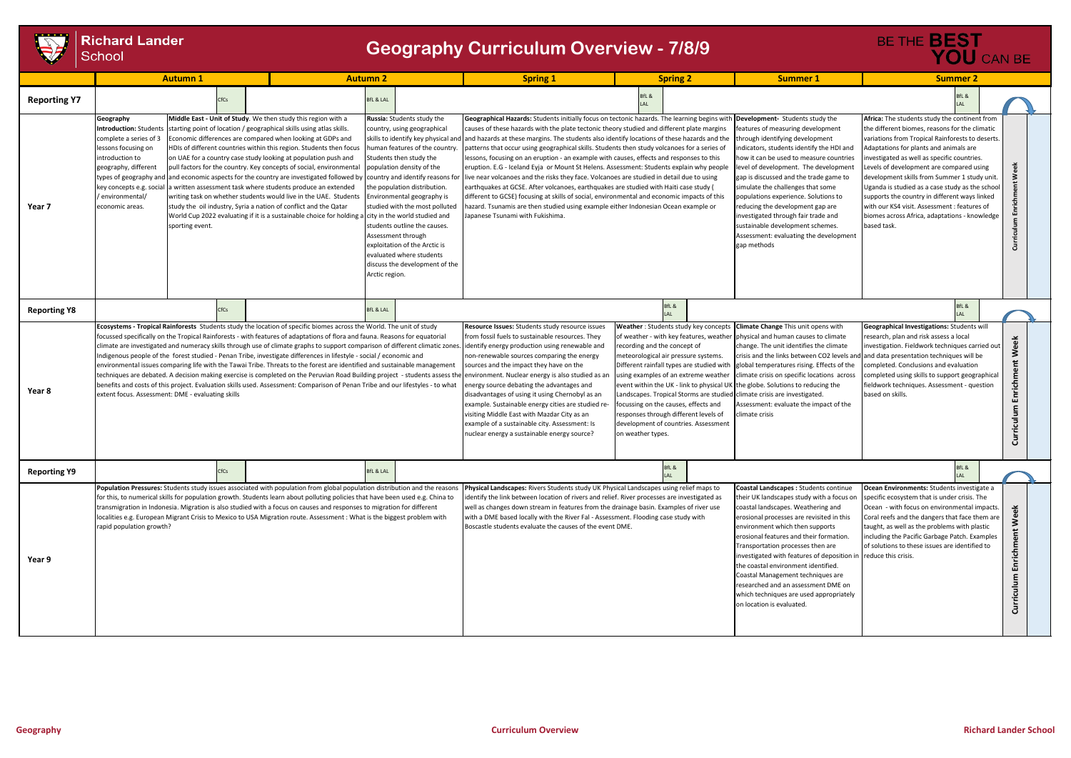# Richard Lander School

## Geography Curriculum Overview - 7/8/9

BE THE **BEST YOU** CAN BE

| | Autumn 1 | Autumn 2 | Spring 1 | Spring 2 | Summer 1 | Summer 2 | |
|---|---|---|---|---|---|---|---|
| **Reporting Y7** | CfCs | BfL & LAL | | BfL & LAL | | BfL & LAL | |
| **Year 7** | **Geography Introduction:** Students complete a series of 3 lessons focusing on introduction to geography, different types of geography and key concepts e.g. social / environmental/ economic areas. **Middle East - Unit of Study**. We then study this region with a starting point of location / geographical skills using atlas skills. Economic differences are compared when looking at GDPs and HDIs of different countries within this region. Students then focus on UAE for a country case study looking at population push and pull factors for the country. Key concepts of social, environmental and economic aspects for the country are investigated followed by a written assessment task where students produce an extended writing task on whether students would live in the UAE. Students study the oil industry, Syria a nation of conflict and the Qatar World Cup 2022 evaluating if it is a sustainable choice for holding a sporting event. | **Russia:** Students study the country, using geographical skills to identify key physical and human features of the country. Students then study the population density of the country and identify reasons for the population distribution. Environmental geography is studied with the most polluted city in the world studied and students outline the causes. Assessment through exploitation of the Arctic is evaluated where students discuss the development of the Arctic region. | **Geographical Hazards:** Students initially focus on tectonic hazards. The learning begins with causes of these hazards with the plate tectonic theory studied and different plate margins and hazards at these margins. The students also identify locations of these hazards and the patterns that occur using geographical skills. Students then study volcanoes for a series of lessons, focusing on an eruption - an example with causes, effects and responses to this eruption. E.G - Iceland Eyja or Mount St Helens. Assessment: Students explain why people live near volcanoes and the risks they face. Volcanoes are studied in detail due to using earthquakes at GCSE. After volcanoes, earthquakes are studied with Haiti case study ( different to GCSE) focusing at skills of social, environmental and economic impacts of this hazard. Tsunamis are then studied using example either Indonesian Ocean example or Japanese Tsunami with Fukishima. | | **Development-** Students study the features of measuring development through identifying development indicators, students identify the HDI and how it can be used to measure countries level of development. The development gap is discussed and the trade game to simulate the challenges that some populations experience. Solutions to reducing the development gap are investigated through fair trade and sustainable development schemes. Assessment: evaluating the development gap methods | **Africa:** The students study the continent from the different biomes, reasons for the climatic variations from Tropical Rainforests to deserts. Adaptations for plants and animals are investigated as well as specific countries. Levels of development are compared using development skills from Summer 1 study unit. Uganda is studied as a case study as the school supports the country in different ways linked with our KS4 visit. Assessment : features of biomes across Africa, adaptations - knowledge based task. | Curriculum Enrichment Week |
| **Reporting Y8** | CfCs | BfL & LAL | | BfL & LAL | | BfL & LAL | |
| **Year 8** | **Ecosystems - Tropical Rainforests** Students study the location of specific biomes across the World. The unit of study focussed specifically on the Tropical Rainforests - with features of adaptations of flora and fauna. Reasons for equatorial climate are investigated and numeracy skills through use of climate graphs to support comparison of different climatic zones. Indigenous people of the forest studied - Penan Tribe, investigate differences in lifestyle - social / economic and environmental issues comparing life with the Tawai Tribe. Threats to the forest are identified and sustainable management techniques are debated. A decision making exercise is completed on the Peruvian Road Building project - students assess the benefits and costs of this project. Evaluation skills used. Assessment: Comparison of Penan Tribe and our lifestyles - to what extent focus. Assessment: DME - evaluating skills | | **Resource Issues:** Students study resource issues from fossil fuels to sustainable resources. They identify energy production using renewable and non-renewable sources comparing the energy sources and the impact they have on the environment. Nuclear energy is also studied as an energy source debating the advantages and disadvantages of using it using Chernobyl as an example. Sustainable energy cities are studied re-visiting Middle East with Mazdar City as an example of a sustainable city. Assessment: Is nuclear energy a sustainable energy source? | **Weather** : Students study key concepts of weather - with key features, weather recording and the concept of meteorological air pressure systems. Different rainfall types are studied with using examples of an extreme weather event within the UK - link to physical UK Landscapes. Tropical Storms are studied focussing on the causes, effects and responses through different levels of development of countries. Assessment on weather types. | **Climate Change** This unit opens with physical and human causes to climate change. The unit identifies the climate crisis and the links between CO2 levels and global temperatures rising. Effects of the climate crisis on specific locations across the globe. Solutions to reducing the climate crisis are investigated. Assessment: evaluate the impact of the climate crisis | **Geographical Investigations:** Students will research, plan and risk assess a local investigation. Fieldwork techniques carried out and data presentation techniques will be completed. Conclusions and evaluation completed using skills to support geographical fieldwork techniques. Assessment - question based on skills. | Curriculum Enrichment Week |
| **Reporting Y9** | CfCs | BfL & LAL | | BfL & LAL | | BfL & LAL | |
| **Year 9** | **Population Pressures:** Students study issues associated with population from global population distribution and the reasons for this, to numerical skills for population growth. Students learn about polluting policies that have been used e.g. China to transmigration in Indonesia. Migration is also studied with a focus on causes and responses to migration for different localities e.g. European Migrant Crisis to Mexico to USA Migration route. Assessment : What is the biggest problem with rapid population growth? | | **Physical Landscapes:** Rivers Students study UK Physical Landscapes using relief maps to identify the link between location of rivers and relief. River processes are investigated as well as changes down stream in features from the drainage basin. Examples of river use with a DME based locally with the River Fal - Assessment. Flooding case study with Boscastle students evaluate the causes of the event DME. | | **Coastal Landscapes :** Students continue their UK landscapes study with a focus on coastal landscapes. Weathering and erosional processes are revisited in this environment which then supports erosional features and their formation. Transportation processes then are investigated with features of deposition in the coastal environment identified. Coastal Management techniques are researched and an assessment DME on which techniques are used appropriately on location is evaluated. | **Ocean Environments:** Students investigate a specific ecosystem that is under crisis. The Ocean - with focus on environmental impacts. Coral reefs and the dangers that face them are taught, as well as the problems with plastic including the Pacific Garbage Patch. Examples of solutions to these issues are identified to reduce this crisis. | Curriculum Enrichment Week |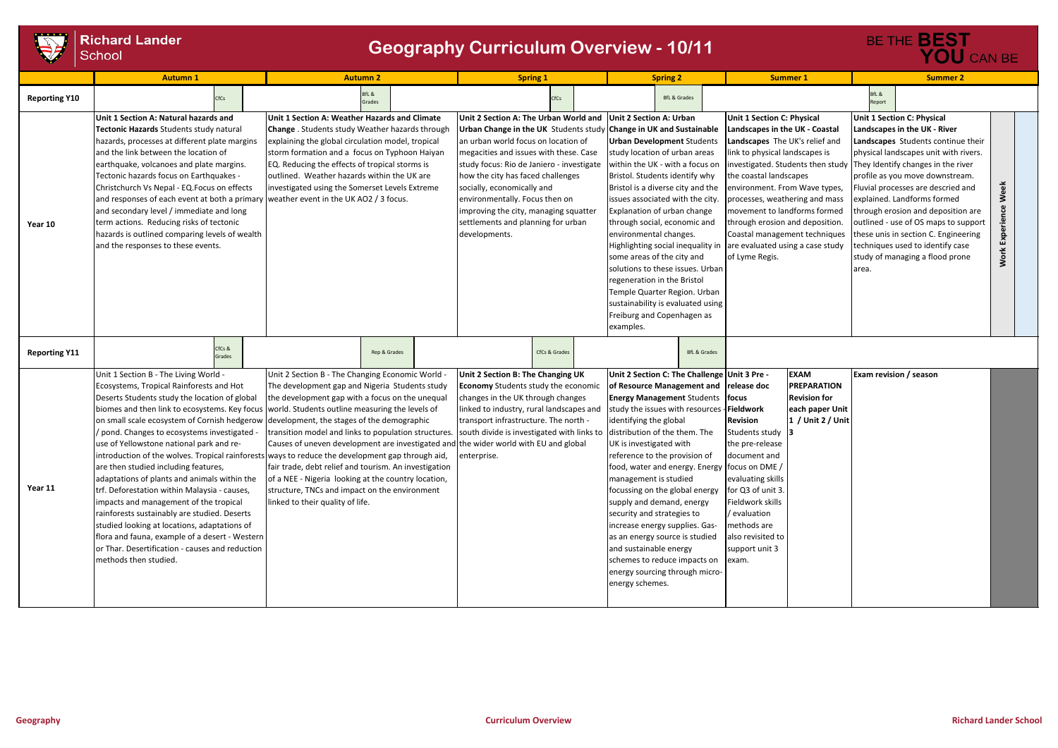# Richard Lander School

## Geography Curriculum Overview - 10/11

BE THE BEST YOU CAN BE

| | Autumn 1 | Autumn 2 | Spring 1 | Spring 2 | Summer 1 | | Summer 2 | |
|---|---|---|---|---|---|---|---|---|
| **Reporting Y10** | CfCs | BfL & Grades | CfCs | BfL & Grades | | | BfL & Report | |
| **Year 10** | **Unit 1 Section A: Natural hazards and Tectonic Hazards** Students study natural hazards, processes at different plate margins and the link between the location of earthquake, volcanoes and plate margins. Tectonic hazards focus on Earthquakes - Christchurch Vs Nepal - EQ.Focus on effects and responses of each event at both a primary and secondary level / immediate and long term actions. Reducing risks of tectonic hazards is outlined comparing levels of wealth and the responses to these events. | **Unit 1 Section A: Weather Hazards and Climate Change** . Students study Weather hazards through explaining the global circulation model, tropical storm formation and a focus on Typhoon Haiyan EQ. Reducing the effects of tropical storms is outlined. Weather hazards within the UK are investigated using the Somerset Levels Extreme weather event in the UK AO2 / 3 focus. | **Unit 2 Section A: The Urban World and Urban Change in the UK** Students study an urban world focus on location of megacities and issues with these. Case study focus: Rio de Janiero - investigate how the city has faced challenges socially, economically and environmentally. Focus then on improving the city, managing squatter settlements and planning for urban developments. | **Unit 2 Section A: Urban Change in UK and Sustainable Urban Development** Students study location of urban areas within the UK - with a focus on Bristol. Students identify why Bristol is a diverse city and the issues associated with the city. Explanation of urban change through social, economic and environmental changes. Highlighting social inequality in some areas of the city and solutions to these issues. Urban regeneration in the Bristol Temple Quarter Region. Urban sustainability is evaluated using Freiburg and Copenhagen as examples. | **Unit 1 Section C: Physical Landscapes in the UK - Coastal Landscapes** The UK's relief and link to physical landscapes is investigated. Students then study the coastal landscapes environment. From Wave types, processes, weathering and mass movement to landforms formed through erosion and deposition. Coastal management techniques are evaluated using a case study of Lyme Regis. | | **Unit 1 Section C: Physical Landscapes in the UK - River Landscapes** Students continue their physical landscapes unit with rivers. They Identify changes in the river profile as you move downstream. Fluvial processes are descried and explained. Landforms formed through erosion and deposition are outlined - use of OS maps to support these unis in section C. Engineering techniques used to identify case study of managing a flood prone area. | **Work Experience Week** |
| **Reporting Y11** | CfCs & Grades | Rep & Grades | CfCs & Grades | BfL & Grades | | | | |
| **Year 11** | Unit 1 Section B - The Living World - Ecosystems, Tropical Rainforests and Hot Deserts Students study the location of global biomes and then link to ecosystems. Key focus on small scale ecosystem of Cornish hedgerow / pond. Changes to ecosystems investigated - use of Yellowstone national park and re-introduction of the wolves. Tropical rainforests are then studied including features, adaptations of plants and animals within the trf. Deforestation within Malaysia - causes, impacts and management of the tropical rainforests sustainably are studied. Deserts studied looking at locations, adaptations of flora and fauna, example of a desert - Western or Thar. Desertification - causes and reduction methods then studied. | Unit 2 Section B - The Changing Economic World - The development gap and Nigeria Students study the development gap with a focus on the unequal world. Students outline measuring the levels of development, the stages of the demographic transition model and links to population structures. Causes of uneven development are investigated and ways to reduce the development gap through aid, fair trade, debt relief and tourism. An investigation of a NEE - Nigeria looking at the country location, structure, TNCs and impact on the environment linked to their quality of life. | **Unit 2 Section B: The Changing UK Economy** Students study the economic changes in the UK through changes linked to industry, rural landscapes and transport infrastructure. The north - south divide is investigated with links to the wider world with EU and global enterprise. | **Unit 2 Section C: The Challenge of Resource Management and Energy Management** Students study the issues with resources - identifying the global distribution of the them. The UK is investigated with reference to the provision of food, water and energy. Energy management is studied focussing on the global energy supply and demand, energy security and strategies to increase energy supplies. Gas- as an energy source is studied and sustainable energy schemes to reduce impacts on energy sourcing through micro-energy schemes. | **Unit 3 Pre - release doc focus - Fieldwork Revision** Students study the pre-release document and focus on DME / evaluating skills for Q3 of unit 3. Fieldwork skills / evaluation methods are also revisited to support unit 3 exam. | **EXAM PREPARATION Revision for each paper Unit 1 / Unit 2 / Unit 3** | **Exam revision / season** | |

Geography | Curriculum Overview | Richard Lander School